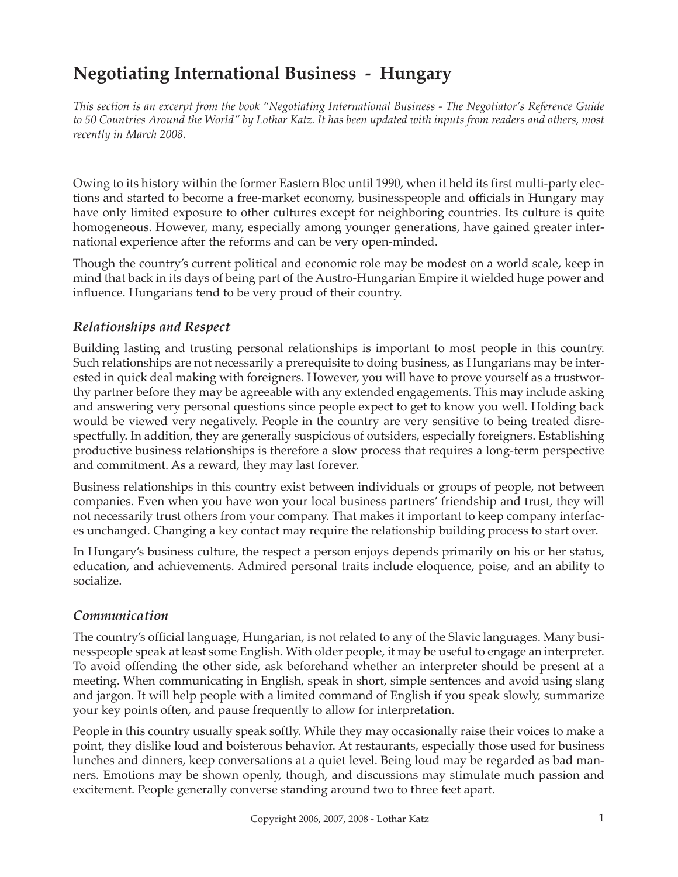# Negotiating International Business - Hungary

*This section is an excerpt from the book "Negotiating International Business - The Negotiator's Reference Guide to 50 Countries Around the World" by Lothar Katz. It has been updated with inputs from readers and others, most recently in March 2008.*

Owing to its history within the former Eastern Bloc until 1990, when it held its first multi-party elections and started to become a free-market economy, businesspeople and officials in Hungary may have only limited exposure to other cultures except for neighboring countries. Its culture is quite homogeneous. However, many, especially among younger generations, have gained greater international experience after the reforms and can be very open-minded.

Though the country's current political and economic role may be modest on a world scale, keep in mind that back in its days of being part of the Austro-Hungarian Empire it wielded huge power and influence. Hungarians tend to be very proud of their country.

## *Relationships and Respect*

Building lasting and trusting personal relationships is important to most people in this country. Such relationships are not necessarily a prerequisite to doing business, as Hungarians may be interested in quick deal making with foreigners. However, you will have to prove yourself as a trustworthy partner before they may be agreeable with any extended engagements. This may include asking and answering very personal questions since people expect to get to know you well. Holding back would be viewed very negatively. People in the country are very sensitive to being treated disrespectfully. In addition, they are generally suspicious of outsiders, especially foreigners. Establishing productive business relationships is therefore a slow process that requires a long-term perspective and commitment. As a reward, they may last forever.

Business relationships in this country exist between individuals or groups of people, not between companies. Even when you have won your local business partners' friendship and trust, they will not necessarily trust others from your company. That makes it important to keep company interfaces unchanged. Changing a key contact may require the relationship building process to start over.

In Hungary's business culture, the respect a person enjoys depends primarily on his or her status, education, and achievements. Admired personal traits include eloquence, poise, and an ability to socialize.

## *Communication*

The country's official language, Hungarian, is not related to any of the Slavic languages. Many businesspeople speak at least some English. With older people, it may be useful to engage an interpreter. To avoid offending the other side, ask beforehand whether an interpreter should be present at a meeting. When communicating in English, speak in short, simple sentences and avoid using slang and jargon. It will help people with a limited command of English if you speak slowly, summarize your key points often, and pause frequently to allow for interpretation.

People in this country usually speak softly. While they may occasionally raise their voices to make a point, they dislike loud and boisterous behavior. At restaurants, especially those used for business lunches and dinners, keep conversations at a quiet level. Being loud may be regarded as bad manners. Emotions may be shown openly, though, and discussions may stimulate much passion and excitement. People generally converse standing around two to three feet apart.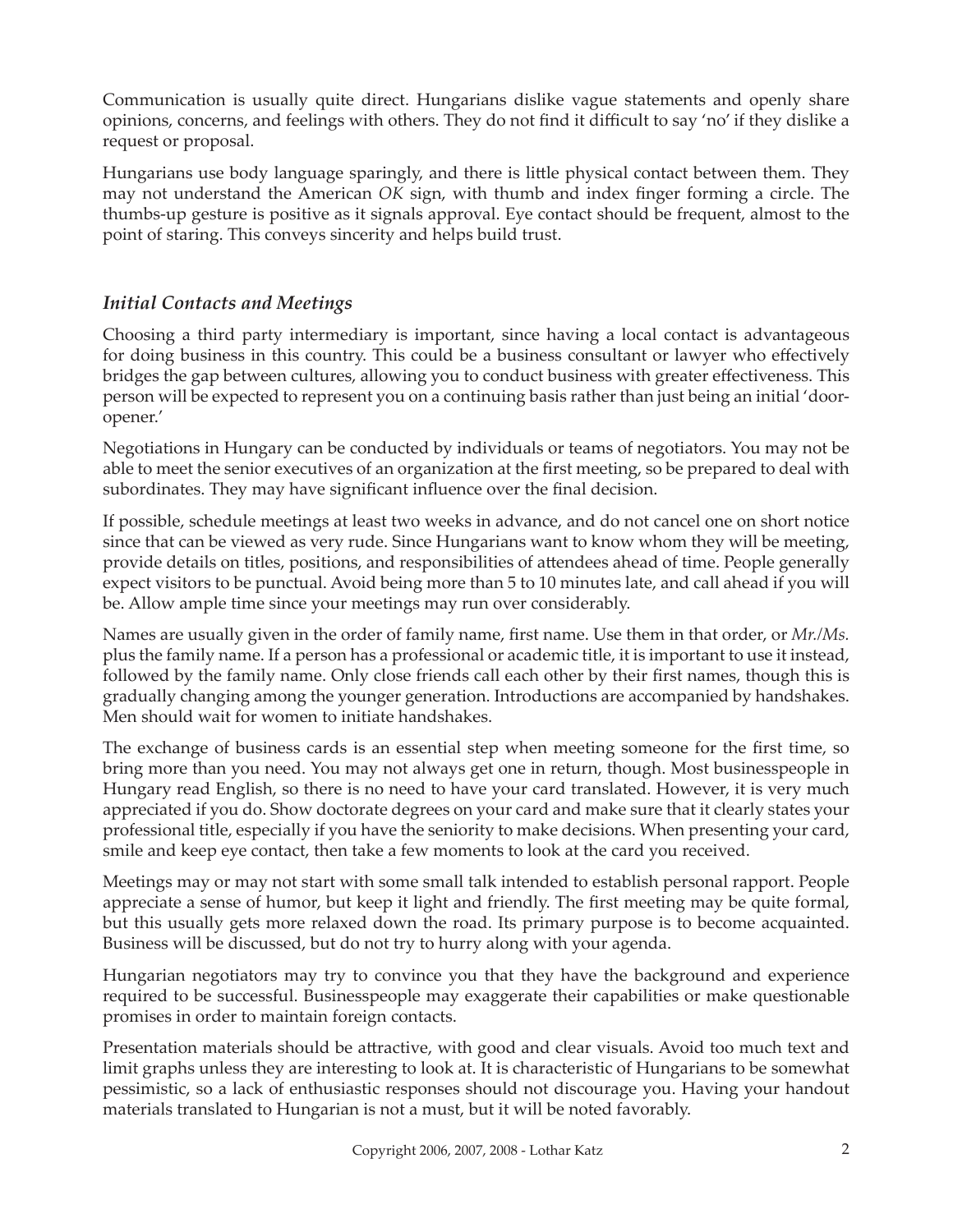Communication is usually quite direct. Hungarians dislike vague statements and openly share opinions, concerns, and feelings with others. They do not find it difficult to say 'no' if they dislike a request or proposal.

Hungarians use body language sparingly, and there is little physical contact between them. They may not understand the American *OK* sign, with thumb and index finger forming a circle. The thumbs-up gesture is positive as it signals approval. Eye contact should be frequent, almost to the point of staring. This conveys sincerity and helps build trust.

### *Initial Contacts and Meetings*

Choosing a third party intermediary is important, since having a local contact is advantageous for doing business in this country. This could be a business consultant or lawyer who effectively bridges the gap between cultures, allowing you to conduct business with greater effectiveness. This person will be expected to represent you on a continuing basis rather than just being an initial 'door-opener.'

Negotiations in Hungary can be conducted by individuals or teams of negotiators. You may not be able to meet the senior executives of an organization at the first meeting, so be prepared to deal with subordinates. They may have significant influence over the final decision.

If possible, schedule meetings at least two weeks in advance, and do not cancel one on short notice since that can be viewed as very rude. Since Hungarians want to know whom they will be meeting, provide details on titles, positions, and responsibilities of attendees ahead of time. People generally expect visitors to be punctual. Avoid being more than 5 to 10 minutes late, and call ahead if you will be. Allow ample time since your meetings may run over considerably.

Names are usually given in the order of family name, first name. Use them in that order, or *Mr./Ms.* plus the family name. If a person has a professional or academic title, it is important to use it instead, followed by the family name. Only close friends call each other by their first names, though this is gradually changing among the younger generation. Introductions are accompanied by handshakes. Men should wait for women to initiate handshakes.

The exchange of business cards is an essential step when meeting someone for the first time, so bring more than you need. You may not always get one in return, though. Most businesspeople in Hungary read English, so there is no need to have your card translated. However, it is very much appreciated if you do. Show doctorate degrees on your card and make sure that it clearly states your professional title, especially if you have the seniority to make decisions. When presenting your card, smile and keep eye contact, then take a few moments to look at the card you received.

Meetings may or may not start with some small talk intended to establish personal rapport. People appreciate a sense of humor, but keep it light and friendly. The first meeting may be quite formal, but this usually gets more relaxed down the road. Its primary purpose is to become acquainted. Business will be discussed, but do not try to hurry along with your agenda.

Hungarian negotiators may try to convince you that they have the background and experience required to be successful. Businesspeople may exaggerate their capabilities or make questionable promises in order to maintain foreign contacts.

Presentation materials should be attractive, with good and clear visuals. Avoid too much text and limit graphs unless they are interesting to look at. It is characteristic of Hungarians to be somewhat pessimistic, so a lack of enthusiastic responses should not discourage you. Having your handout materials translated to Hungarian is not a must, but it will be noted favorably.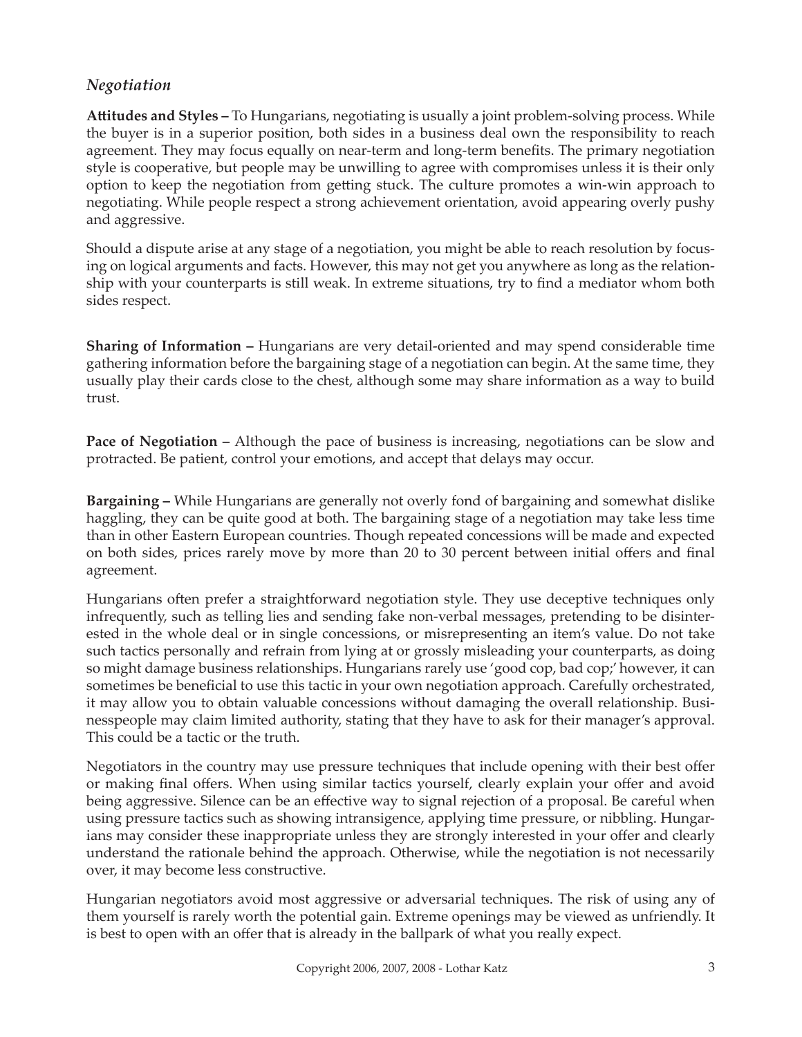### *Negotiation*

**Attitudes and Styles –** To Hungarians, negotiating is usually a joint problem-solving process. While the buyer is in a superior position, both sides in a business deal own the responsibility to reach agreement. They may focus equally on near-term and long-term benefits. The primary negotiation style is cooperative, but people may be unwilling to agree with compromises unless it is their only option to keep the negotiation from getting stuck. The culture promotes a win-win approach to negotiating. While people respect a strong achievement orientation, avoid appearing overly pushy and aggressive.

Should a dispute arise at any stage of a negotiation, you might be able to reach resolution by focusing on logical arguments and facts. However, this may not get you anywhere as long as the relationship with your counterparts is still weak. In extreme situations, try to find a mediator whom both sides respect.

**Sharing of Information –** Hungarians are very detail-oriented and may spend considerable time gathering information before the bargaining stage of a negotiation can begin. At the same time, they usually play their cards close to the chest, although some may share information as a way to build trust.

**Pace of Negotiation –** Although the pace of business is increasing, negotiations can be slow and protracted. Be patient, control your emotions, and accept that delays may occur.

**Bargaining –** While Hungarians are generally not overly fond of bargaining and somewhat dislike haggling, they can be quite good at both. The bargaining stage of a negotiation may take less time than in other Eastern European countries. Though repeated concessions will be made and expected on both sides, prices rarely move by more than 20 to 30 percent between initial offers and final agreement.

Hungarians often prefer a straightforward negotiation style. They use deceptive techniques only infrequently, such as telling lies and sending fake non-verbal messages, pretending to be disinterested in the whole deal or in single concessions, or misrepresenting an item's value. Do not take such tactics personally and refrain from lying at or grossly misleading your counterparts, as doing so might damage business relationships. Hungarians rarely use 'good cop, bad cop;' however, it can sometimes be beneficial to use this tactic in your own negotiation approach. Carefully orchestrated, it may allow you to obtain valuable concessions without damaging the overall relationship. Businesspeople may claim limited authority, stating that they have to ask for their manager's approval. This could be a tactic or the truth.

Negotiators in the country may use pressure techniques that include opening with their best offer or making final offers. When using similar tactics yourself, clearly explain your offer and avoid being aggressive. Silence can be an effective way to signal rejection of a proposal. Be careful when using pressure tactics such as showing intransigence, applying time pressure, or nibbling. Hungarians may consider these inappropriate unless they are strongly interested in your offer and clearly understand the rationale behind the approach. Otherwise, while the negotiation is not necessarily over, it may become less constructive.

Hungarian negotiators avoid most aggressive or adversarial techniques. The risk of using any of them yourself is rarely worth the potential gain. Extreme openings may be viewed as unfriendly. It is best to open with an offer that is already in the ballpark of what you really expect.

Copyright 2006, 2007, 2008 - Lothar Katz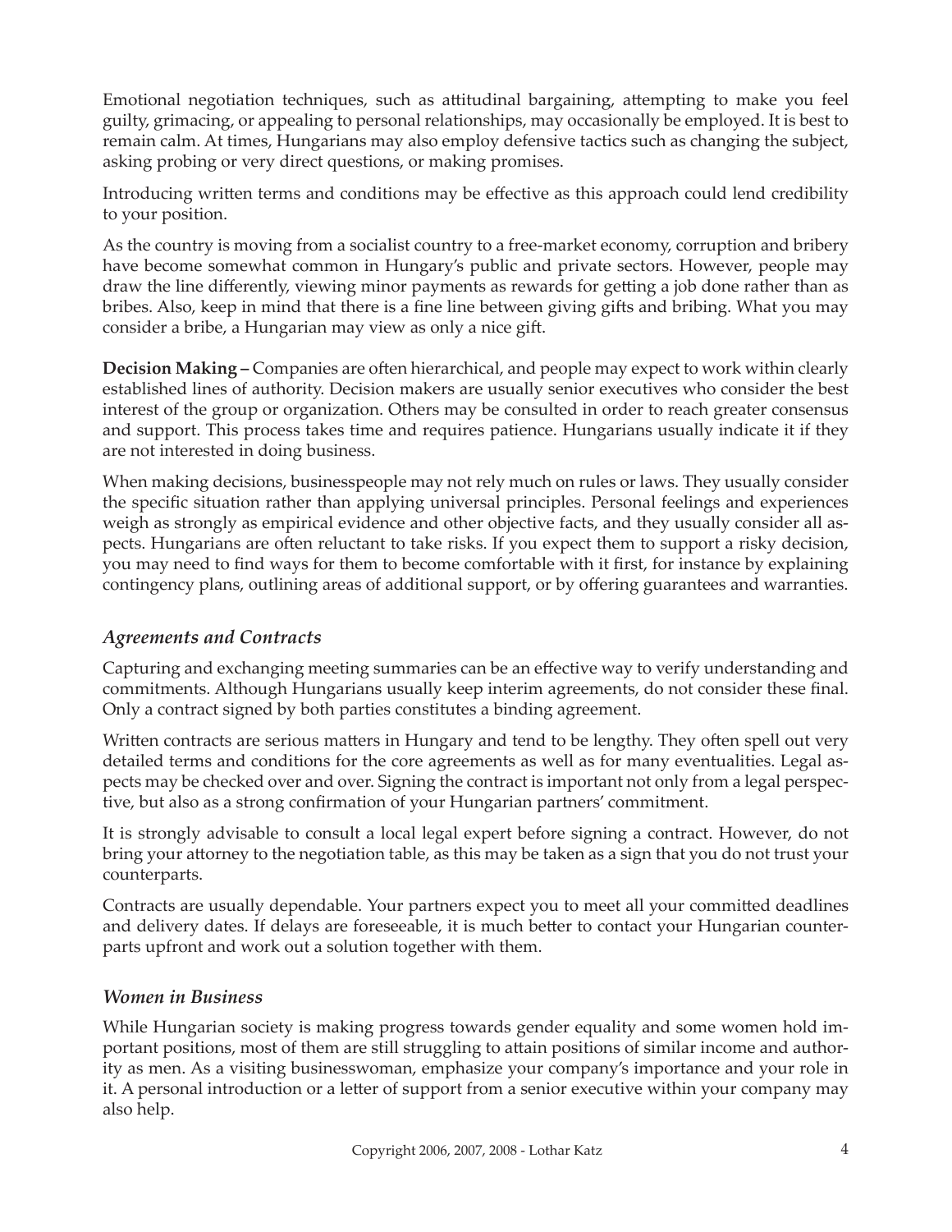Emotional negotiation techniques, such as attitudinal bargaining, attempting to make you feel guilty, grimacing, or appealing to personal relationships, may occasionally be employed. It is best to remain calm. At times, Hungarians may also employ defensive tactics such as changing the subject, asking probing or very direct questions, or making promises.

Introducing written terms and conditions may be effective as this approach could lend credibility to your position.

As the country is moving from a socialist country to a free-market economy, corruption and bribery have become somewhat common in Hungary's public and private sectors. However, people may draw the line differently, viewing minor payments as rewards for getting a job done rather than as bribes. Also, keep in mind that there is a fine line between giving gifts and bribing. What you may consider a bribe, a Hungarian may view as only a nice gift.

**Decision Making –** Companies are often hierarchical, and people may expect to work within clearly established lines of authority. Decision makers are usually senior executives who consider the best interest of the group or organization. Others may be consulted in order to reach greater consensus and support. This process takes time and requires patience. Hungarians usually indicate it if they are not interested in doing business.

When making decisions, businesspeople may not rely much on rules or laws. They usually consider the specific situation rather than applying universal principles. Personal feelings and experiences weigh as strongly as empirical evidence and other objective facts, and they usually consider all aspects. Hungarians are often reluctant to take risks. If you expect them to support a risky decision, you may need to find ways for them to become comfortable with it first, for instance by explaining contingency plans, outlining areas of additional support, or by offering guarantees and warranties.

### *Agreements and Contracts*

Capturing and exchanging meeting summaries can be an effective way to verify understanding and commitments. Although Hungarians usually keep interim agreements, do not consider these final. Only a contract signed by both parties constitutes a binding agreement.

Written contracts are serious matters in Hungary and tend to be lengthy. They often spell out very detailed terms and conditions for the core agreements as well as for many eventualities. Legal aspects may be checked over and over. Signing the contract is important not only from a legal perspective, but also as a strong confirmation of your Hungarian partners' commitment.

It is strongly advisable to consult a local legal expert before signing a contract. However, do not bring your attorney to the negotiation table, as this may be taken as a sign that you do not trust your counterparts.

Contracts are usually dependable. Your partners expect you to meet all your committed deadlines and delivery dates. If delays are foreseeable, it is much better to contact your Hungarian counterparts upfront and work out a solution together with them.

### *Women in Business*

While Hungarian society is making progress towards gender equality and some women hold important positions, most of them are still struggling to attain positions of similar income and authority as men. As a visiting businesswoman, emphasize your company's importance and your role in it. A personal introduction or a letter of support from a senior executive within your company may also help.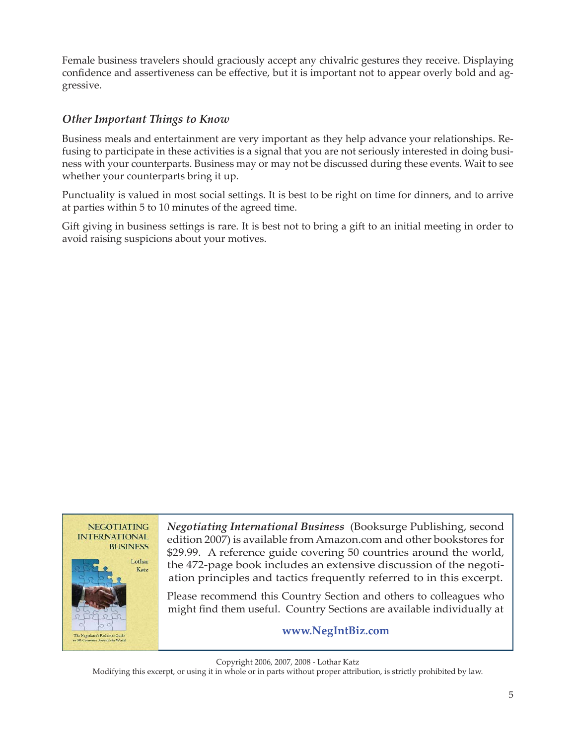Female business travelers should graciously accept any chivalric gestures they receive. Displaying confidence and assertiveness can be effective, but it is important not to appear overly bold and aggressive.

### *Other Important Things to Know*

Business meals and entertainment are very important as they help advance your relationships. Refusing to participate in these activities is a signal that you are not seriously interested in doing business with your counterparts. Business may or may not be discussed during these events. Wait to see whether your counterparts bring it up.

Punctuality is valued in most social settings. It is best to be right on time for dinners, and to arrive at parties within 5 to 10 minutes of the agreed time.

Gift giving in business settings is rare. It is best not to bring a gift to an initial meeting in order to avoid raising suspicions about your motives.

NEGOTIATING INTERNATIONAL BUSINESS

Lothar Katz

The Negotiator's Reference Guide to 50 Countries Around the World

***Negotiating International Business*** (Booksurge Publishing, second edition 2007) is available from Amazon.com and other bookstores for $29.99. A reference guide covering 50 countries around the world, the 472-page book includes an extensive discussion of the negotiation principles and tactics frequently referred to in this excerpt.

Please recommend this Country Section and others to colleagues who might find them useful. Country Sections are available individually at

**www.NegIntBiz.com**

Copyright 2006, 2007, 2008 - Lothar Katz

Modifying this excerpt, or using it in whole or in parts without proper attribution, is strictly prohibited by law.